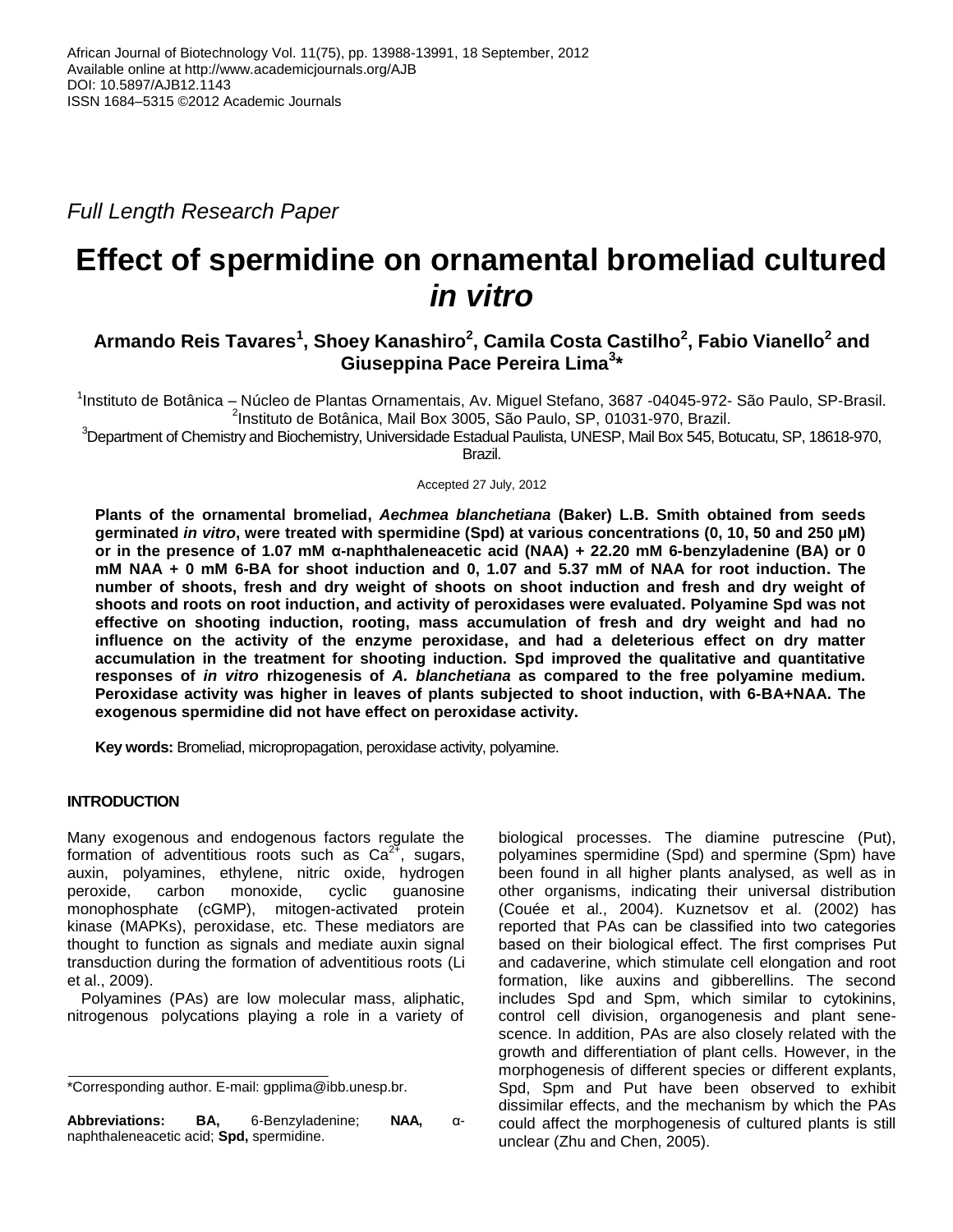African Journal of Biotechnology Vol. 11(75), pp. 13988-13991, 18 September, 2012
Available online at http://www.academicjournals.org/AJB
DOI: 10.5897/AJB12.1143
ISSN 1684–5315 ©2012 Academic Journals

*Full Length Research Paper*

# Effect of spermidine on ornamental bromeliad cultured *in vitro*

**Armando Reis Tavares[1], Shoey Kanashiro[2], Camila Costa Castilho[2], Fabio Vianello[2] and Giuseppina Pace Pereira Lima[3]\***

[1]Instituto de Botânica – Núcleo de Plantas Ornamentais, Av. Miguel Stefano, 3687 -04045-972- São Paulo, SP-Brasil.
[2]Instituto de Botânica, Mail Box 3005, São Paulo, SP, 01031-970, Brazil.
[3]Department of Chemistry and Biochemistry, Universidade Estadual Paulista, UNESP, Mail Box 545, Botucatu, SP, 18618-970, Brazil.

Accepted 27 July, 2012

**Plants of the ornamental bromeliad, *Aechmea blanchetiana* (Baker) L.B. Smith obtained from seeds germinated *in vitro*, were treated with spermidine (Spd) at various concentrations (0, 10, 50 and 250 μM) or in the presence of 1.07 mM α-naphthaleneacetic acid (NAA) + 22.20 mM 6-benzyladenine (BA) or 0 mM NAA + 0 mM 6-BA for shoot induction and 0, 1.07 and 5.37 mM of NAA for root induction. The number of shoots, fresh and dry weight of shoots on shoot induction and fresh and dry weight of shoots and roots on root induction, and activity of peroxidases were evaluated. Polyamine Spd was not effective on shooting induction, rooting, mass accumulation of fresh and dry weight and had no influence on the activity of the enzyme peroxidase, and had a deleterious effect on dry matter accumulation in the treatment for shooting induction. Spd improved the qualitative and quantitative responses of *in vitro* rhizogenesis of *A. blanchetiana* as compared to the free polyamine medium. Peroxidase activity was higher in leaves of plants subjected to shoot induction, with 6-BA+NAA. The exogenous spermidine did not have effect on peroxidase activity.**

**Key words:** Bromeliad, micropropagation, peroxidase activity, polyamine.

## INTRODUCTION

Many exogenous and endogenous factors regulate the formation of adventitious roots such as $Ca^{2+}$, sugars, auxin, polyamines, ethylene, nitric oxide, hydrogen peroxide, carbon monoxide, cyclic guanosine monophosphate (cGMP), mitogen-activated protein kinase (MAPKs), peroxidase, etc. These mediators are thought to function as signals and mediate auxin signal transduction during the formation of adventitious roots (Li et al., 2009).

Polyamines (PAs) are low molecular mass, aliphatic, nitrogenous polycations playing a role in a variety of biological processes. The diamine putrescine (Put), polyamines spermidine (Spd) and spermine (Spm) have been found in all higher plants analysed, as well as in other organisms, indicating their universal distribution (Couée et al., 2004). Kuznetsov et al. (2002) has reported that PAs can be classified into two categories based on their biological effect. The first comprises Put and cadaverine, which stimulate cell elongation and root formation, like auxins and gibberellins. The second includes Spd and Spm, which similar to cytokinins, control cell division, organogenesis and plant senescence. In addition, PAs are also closely related with the growth and differentiation of plant cells. However, in the morphogenesis of different species or different explants, Spd, Spm and Put have been observed to exhibit dissimilar effects, and the mechanism by which the PAs could affect the morphogenesis of cultured plants is still unclear (Zhu and Chen, 2005).

\*Corresponding author. E-mail: gpplima@ibb.unesp.br.

**Abbreviations: BA,** 6-Benzyladenine; **NAA,** α-naphthaleneacetic acid; **Spd,** spermidine.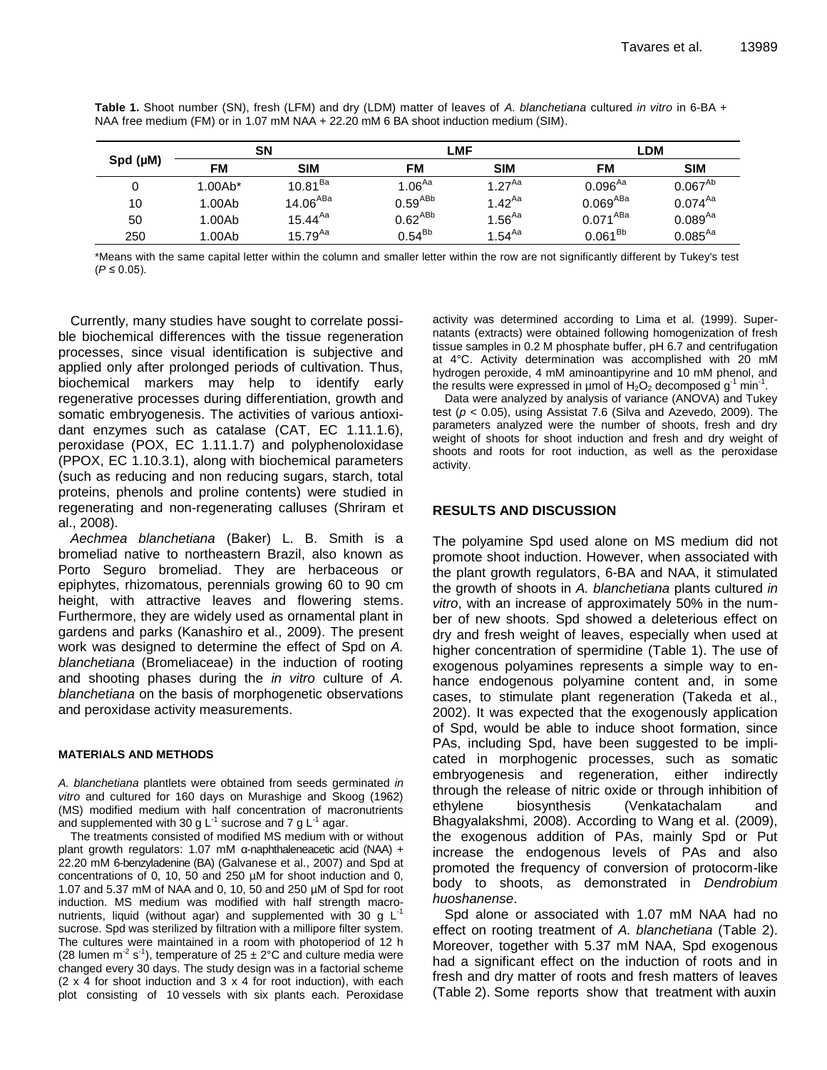**Table 1.** Shoot number (SN), fresh (LFM) and dry (LDM) matter of leaves of *A. blanchetiana* cultured *in vitro* in 6-BA + NAA free medium (FM) or in 1.07 mM NAA + 22.20 mM 6 BA shoot induction medium (SIM).

| Spd (µM) | SN | | LMF | | LDM | |
|---|---|---|---|---|---|---|
| | FM | SIM | FM | SIM | FM | SIM |
| 0 | 1.00Ab* | $10.81^{Ba}$ | $1.06^{Aa}$ | $1.27^{Aa}$ | $0.096^{Aa}$ | $0.067^{Ab}$ |
| 10 | 1.00Ab | $14.06^{ABa}$ | $0.59^{ABb}$ | $1.42^{Aa}$ | $0.069^{ABa}$ | $0.074^{Aa}$ |
| 50 | 1.00Ab | $15.44^{Aa}$ | $0.62^{ABb}$ | $1.56^{Aa}$ | $0.071^{ABa}$ | $0.089^{Aa}$ |
| 250 | 1.00Ab | $15.79^{Aa}$ | $0.54^{Bb}$ | $1.54^{Aa}$ | $0.061^{Bb}$ | $0.085^{Aa}$ |

*Means with the same capital letter within the column and smaller letter within the row are not significantly different by Tukey's test ($P \leq 0.05$).

Currently, many studies have sought to correlate possible biochemical differences with the tissue regeneration processes, since visual identification is subjective and applied only after prolonged periods of cultivation. Thus, biochemical markers may help to identify early regenerative processes during differentiation, growth and somatic embryogenesis. The activities of various antioxidant enzymes such as catalase (CAT, EC 1.11.1.6), peroxidase (POX, EC 1.11.1.7) and polyphenoloxidase (PPOX, EC 1.10.3.1), along with biochemical parameters (such as reducing and non reducing sugars, starch, total proteins, phenols and proline contents) were studied in regenerating and non-regenerating calluses (Shriram et al., 2008).

*Aechmea blanchetiana* (Baker) L. B. Smith is a bromeliad native to northeastern Brazil, also known as Porto Seguro bromeliad. They are herbaceous or epiphytes, rhizomatous, perennials growing 60 to 90 cm height, with attractive leaves and flowering stems. Furthermore, they are widely used as ornamental plant in gardens and parks (Kanashiro et al., 2009). The present work was designed to determine the effect of Spd on *A. blanchetiana* (Bromeliaceae) in the induction of rooting and shooting phases during the *in vitro* culture of *A. blanchetiana* on the basis of morphogenetic observations and peroxidase activity measurements.

#### MATERIALS AND METHODS

*A. blanchetiana* plantlets were obtained from seeds germinated *in vitro* and cultured for 160 days on Murashige and Skoog (1962) (MS) modified medium with half concentration of macronutrients and supplemented with 30 g $L^{-1}$ sucrose and 7 g $L^{-1}$ agar.

The treatments consisted of modified MS medium with or without plant growth regulators: 1.07 mM α-naphthaleneacetic acid (NAA) + 22.20 mM 6-benzyladenine (BA) (Galvanese et al., 2007) and Spd at concentrations of 0, 10, 50 and 250 µM for shoot induction and 0, 1.07 and 5.37 mM of NAA and 0, 10, 50 and 250 µM of Spd for root induction. MS medium was modified with half strength macronutrients, liquid (without agar) and supplemented with 30 g $L^{-1}$ sucrose. Spd was sterilized by filtration with a millipore filter system. The cultures were maintained in a room with photoperiod of 12 h (28 lumen $m^{-2}$ $s^{-1}$), temperature of 25 ± 2°C and culture media were changed every 30 days. The study design was in a factorial scheme (2 x 4 for shoot induction and 3 x 4 for root induction), with each plot consisting of 10 vessels with six plants each. Peroxidase activity was determined according to Lima et al. (1999). Supernatants (extracts) were obtained following homogenization of fresh tissue samples in 0.2 M phosphate buffer, pH 6.7 and centrifugation at 4°C. Activity determination was accomplished with 20 mM hydrogen peroxide, 4 mM aminoantipyrine and 10 mM phenol, and the results were expressed in µmol of $H_2O_2$ decomposed $g^{-1}$ $min^{-1}$.

Data were analyzed by analysis of variance (ANOVA) and Tukey test ($p < 0.05$), using Assistat 7.6 (Silva and Azevedo, 2009). The parameters analyzed were the number of shoots, fresh and dry weight of shoots for shoot induction and fresh and dry weight of shoots and roots for root induction, as well as the peroxidase activity.

## RESULTS AND DISCUSSION

The polyamine Spd used alone on MS medium did not promote shoot induction. However, when associated with the plant growth regulators, 6-BA and NAA, it stimulated the growth of shoots in *A. blanchetiana* plants cultured *in vitro*, with an increase of approximately 50% in the number of new shoots. Spd showed a deleterious effect on dry and fresh weight of leaves, especially when used at higher concentration of spermidine (Table 1). The use of exogenous polyamines represents a simple way to enhance endogenous polyamine content and, in some cases, to stimulate plant regeneration (Takeda et al., 2002). It was expected that the exogenously application of Spd, would be able to induce shoot formation, since PAs, including Spd, have been suggested to be implicated in morphogenic processes, such as somatic embryogenesis and regeneration, either indirectly through the release of nitric oxide or through inhibition of ethylene biosynthesis (Venkatachalam and Bhagyalakshmi, 2008). According to Wang et al. (2009), the exogenous addition of PAs, mainly Spd or Put increase the endogenous levels of PAs and also promoted the frequency of conversion of protocorm-like body to shoots, as demonstrated in *Dendrobium huoshanense*.

Spd alone or associated with 1.07 mM NAA had no effect on rooting treatment of *A. blanchetiana* (Table 2). Moreover, together with 5.37 mM NAA, Spd exogenous had a significant effect on the induction of roots and in fresh and dry matter of roots and fresh matters of leaves (Table 2). Some reports show that treatment with auxin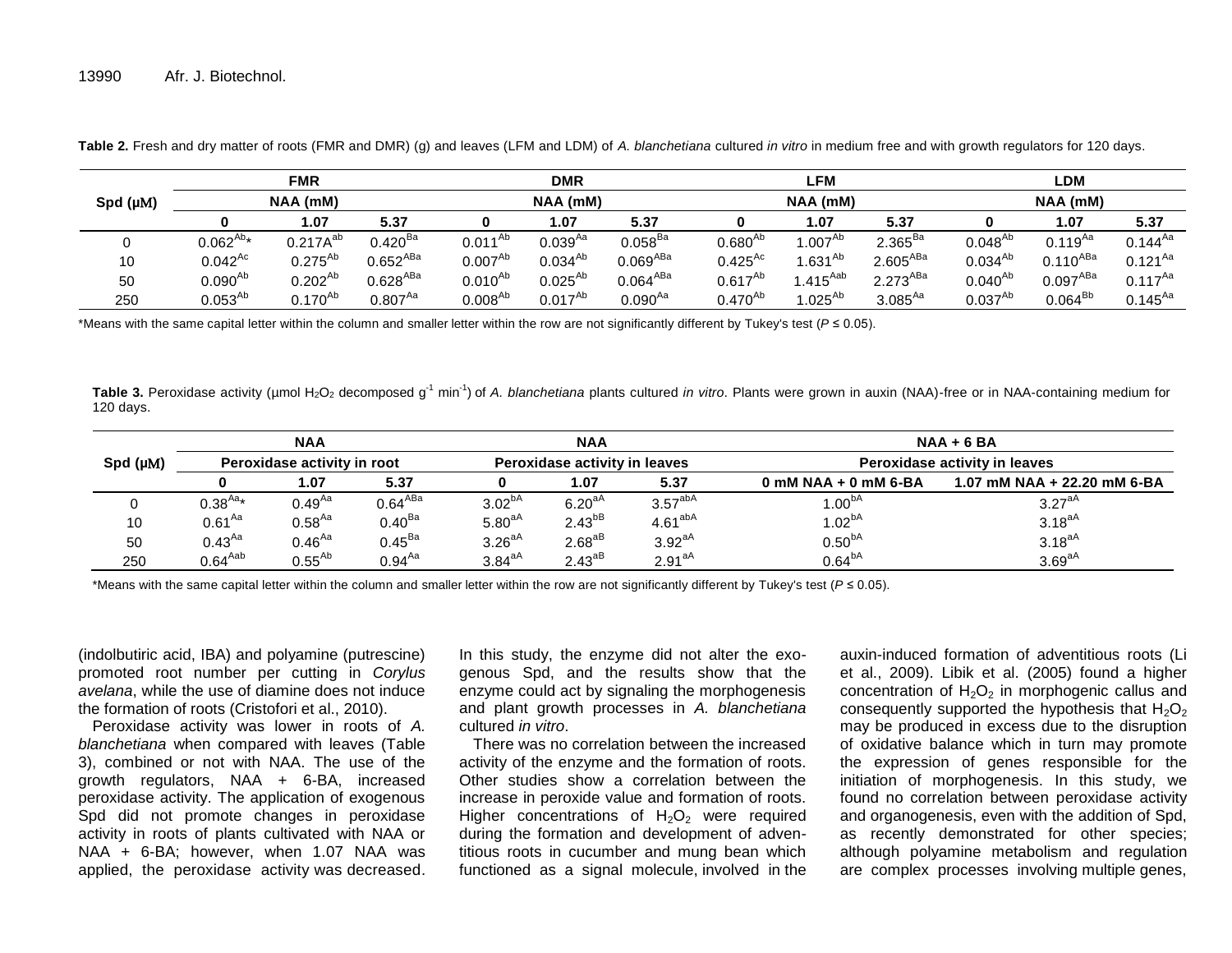**Table 2.** Fresh and dry matter of roots (FMR and DMR) (g) and leaves (LFM and LDM) of *A. blanchetiana* cultured *in vitro* in medium free and with growth regulators for 120 days.

| Spd (µM) | FMR | | | DMR | | | LFM | | | LDM | | |
|---|---|---|---|---|---|---|---|---|---|---|---|---|
| | NAA (mM) | | | NAA (mM) | | | NAA (mM) | | | NAA (mM) | | |
| | 0 | 1.07 | 5.37 | 0 | 1.07 | 5.37 | 0 | 1.07 | 5.37 | 0 | 1.07 | 5.37 |
| 0 | $0.062^{Ab}$* | $0.217A^{ab}$ | $0.420^{Ba}$ | $0.011^{Ab}$ | $0.039^{Aa}$ | $0.058^{Ba}$ | $0.680^{Ab}$ | $1.007^{Ab}$ | $2.365^{Ba}$ | $0.048^{Ab}$ | $0.119^{Aa}$ | $0.144^{Aa}$ |
| 10 | $0.042^{Ac}$ | $0.275^{Ab}$ | $0.652^{ABa}$ | $0.007^{Ab}$ | $0.034^{Ab}$ | $0.069^{ABa}$ | $0.425^{Ac}$ | $1.631^{Ab}$ | $2.605^{ABa}$ | $0.034^{Ab}$ | $0.110^{ABa}$ | $0.121^{Aa}$ |
| 50 | $0.090^{Ab}$ | $0.202^{Ab}$ | $0.628^{ABa}$ | $0.010^{Ab}$ | $0.025^{Ab}$ | $0.064^{ABa}$ | $0.617^{Ab}$ | $1.415^{Aab}$ | $2.273^{ABa}$ | $0.040^{Ab}$ | $0.097^{ABa}$ | $0.117^{Aa}$ |
| 250 | $0.053^{Ab}$ | $0.170^{Ab}$ | $0.807^{Aa}$ | $0.008^{Ab}$ | $0.017^{Ab}$ | $0.090^{Aa}$ | $0.470^{Ab}$ | $1.025^{Ab}$ | $3.085^{Aa}$ | $0.037^{Ab}$ | $0.064^{Bb}$ | $0.145^{Aa}$ |

*Means with the same capital letter within the column and smaller letter within the row are not significantly different by Tukey's test ($P \leq 0.05$).

**Table 3.** Peroxidase activity (µmol $H_2O_2$ decomposed $g^{-1}$ $min^{-1}$) of *A. blanchetiana* plants cultured *in vitro*. Plants were grown in auxin (NAA)-free or in NAA-containing medium for 120 days.

| Spd (µM) | NAA | | | NAA | | | NAA + 6 BA | |
|---|---|---|---|---|---|---|---|---|
| | Peroxidase activity in root | | | Peroxidase activity in leaves | | | Peroxidase activity in leaves | |
| | 0 | 1.07 | 5.37 | 0 | 1.07 | 5.37 | 0 mM NAA + 0 mM 6-BA | 1.07 mM NAA + 22.20 mM 6-BA |
| 0 | $0.38^{Aa}$* | $0.49^{Aa}$ | $0.64^{ABa}$ | $3.02^{bA}$ | $6.20^{aA}$ | $3.57^{abA}$ | $1.00^{bA}$ | $3.27^{aA}$ |
| 10 | $0.61^{Aa}$ | $0.58^{Aa}$ | $0.40^{Ba}$ | $5.80^{aA}$ | $2.43^{bB}$ | $4.61^{abA}$ | $1.02^{bA}$ | $3.18^{aA}$ |
| 50 | $0.43^{Aa}$ | $0.46^{Aa}$ | $0.45^{Ba}$ | $3.26^{aA}$ | $2.68^{aB}$ | $3.92^{aA}$ | $0.50^{bA}$ | $3.18^{aA}$ |
| 250 | $0.64^{Aab}$ | $0.55^{Ab}$ | $0.94^{Aa}$ | $3.84^{aA}$ | $2.43^{aB}$ | $2.91^{aA}$ | $0.64^{bA}$ | $3.69^{aA}$ |

*Means with the same capital letter within the column and smaller letter within the row are not significantly different by Tukey's test ($P \leq 0.05$).

(indolbutiric acid, IBA) and polyamine (putrescine) promoted root number per cutting in *Corylus avelana*, while the use of diamine does not induce the formation of roots (Cristofori et al., 2010).

Peroxidase activity was lower in roots of *A. blanchetiana* when compared with leaves (Table 3), combined or not with NAA. The use of the growth regulators, NAA + 6-BA, increased peroxidase activity. The application of exogenous Spd did not promote changes in peroxidase activity in roots of plants cultivated with NAA or NAA + 6-BA; however, when 1.07 NAA was applied, the peroxidase activity was decreased. In this study, the enzyme did not alter the exogenous Spd, and the results show that the enzyme could act by signaling the morphogenesis and plant growth processes in *A. blanchetiana* cultured *in vitro*.

There was no correlation between the increased activity of the enzyme and the formation of roots. Other studies show a correlation between the increase in peroxide value and formation of roots. Higher concentrations of $H_2O_2$ were required during the formation and development of adventitious roots in cucumber and mung bean which functioned as a signal molecule, involved in the auxin-induced formation of adventitious roots (Li et al., 2009). Libik et al. (2005) found a higher concentration of $H_2O_2$ in morphogenic callus and consequently supported the hypothesis that $H_2O_2$ may be produced in excess due to the disruption of oxidative balance which in turn may promote the expression of genes responsible for the initiation of morphogenesis. In this study, we found no correlation between peroxidase activity and organogenesis, even with the addition of Spd, as recently demonstrated for other species; although polyamine metabolism and regulation are complex processes involving multiple genes,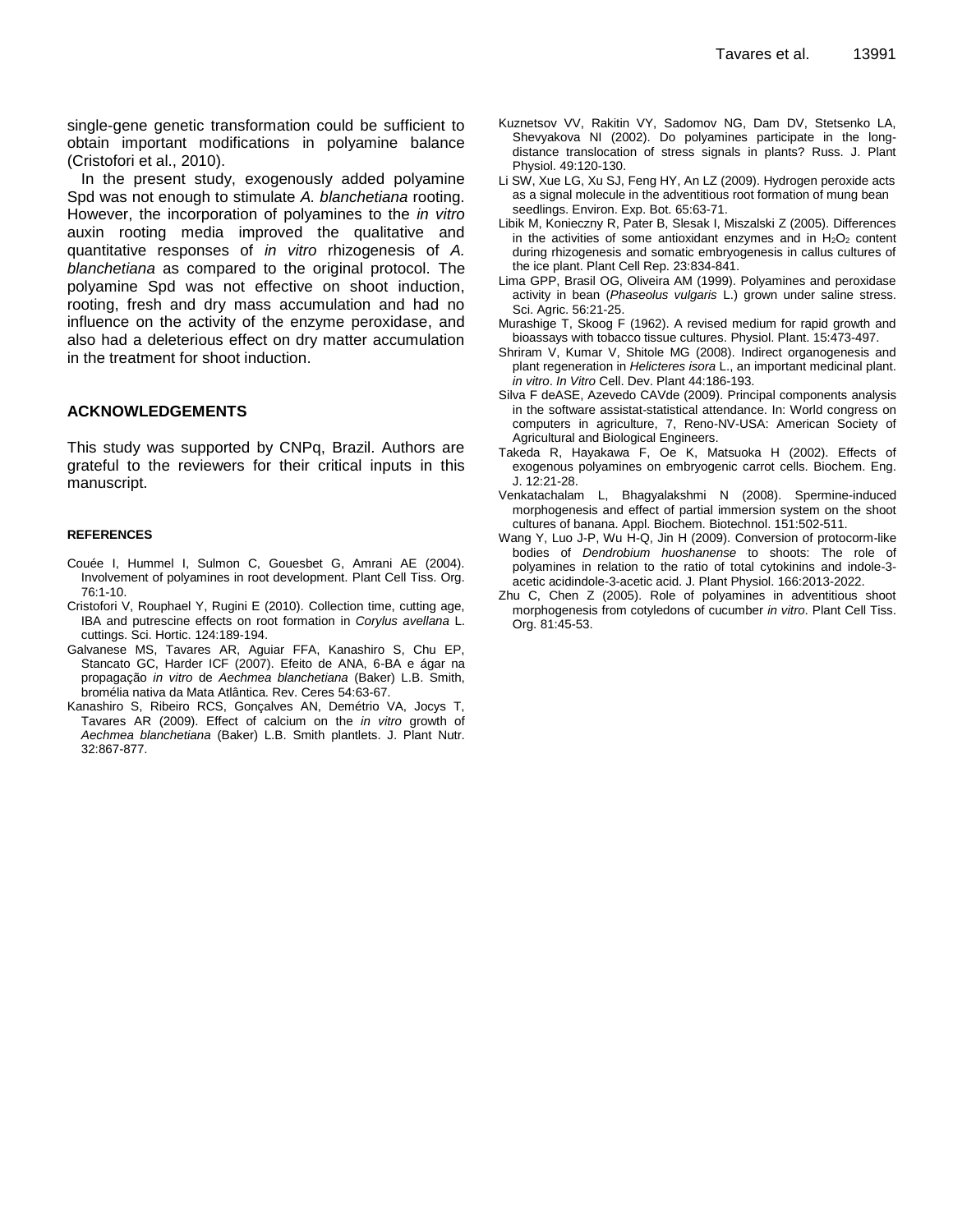single-gene genetic transformation could be sufficient to obtain important modifications in polyamine balance (Cristofori et al., 2010).

In the present study, exogenously added polyamine Spd was not enough to stimulate *A. blanchetiana* rooting. However, the incorporation of polyamines to the *in vitro* auxin rooting media improved the qualitative and quantitative responses of *in vitro* rhizogenesis of *A. blanchetiana* as compared to the original protocol. The polyamine Spd was not effective on shoot induction, rooting, fresh and dry mass accumulation and had no influence on the activity of the enzyme peroxidase, and also had a deleterious effect on dry matter accumulation in the treatment for shoot induction.

## ACKNOWLEDGEMENTS

This study was supported by CNPq, Brazil. Authors are grateful to the reviewers for their critical inputs in this manuscript.

## REFERENCES

Couée I, Hummel I, Sulmon C, Gouesbet G, Amrani AE (2004). Involvement of polyamines in root development. Plant Cell Tiss. Org. 76:1-10.

Cristofori V, Rouphael Y, Rugini E (2010). Collection time, cutting age, IBA and putrescine effects on root formation in *Corylus avellana* L. cuttings. Sci. Hortic. 124:189-194.

Galvanese MS, Tavares AR, Aguiar FFA, Kanashiro S, Chu EP, Stancato GC, Harder ICF (2007). Efeito de ANA, 6-BA e ágar na propagação *in vitro* de *Aechmea blanchetiana* (Baker) L.B. Smith, bromélia nativa da Mata Atlântica. Rev. Ceres 54:63-67.

Kanashiro S, Ribeiro RCS, Gonçalves AN, Demétrio VA, Jocys T, Tavares AR (2009). Effect of calcium on the *in vitro* growth of *Aechmea blanchetiana* (Baker) L.B. Smith plantlets. J. Plant Nutr. 32:867-877.

Kuznetsov VV, Rakitin VY, Sadomov NG, Dam DV, Stetsenko LA, Shevyakova NI (2002). Do polyamines participate in the long-distance translocation of stress signals in plants? Russ. J. Plant Physiol. 49:120-130.

Li SW, Xue LG, Xu SJ, Feng HY, An LZ (2009). Hydrogen peroxide acts as a signal molecule in the adventitious root formation of mung bean seedlings. Environ. Exp. Bot. 65:63-71.

Libik M, Konieczny R, Pater B, Slesak I, Miszalski Z (2005). Differences in the activities of some antioxidant enzymes and in $H_2O_2$ content during rhizogenesis and somatic embryogenesis in callus cultures of the ice plant. Plant Cell Rep. 23:834-841.

Lima GPP, Brasil OG, Oliveira AM (1999). Polyamines and peroxidase activity in bean (*Phaseolus vulgaris* L.) grown under saline stress. Sci. Agric. 56:21-25.

Murashige T, Skoog F (1962). A revised medium for rapid growth and bioassays with tobacco tissue cultures. Physiol. Plant. 15:473-497.

Shriram V, Kumar V, Shitole MG (2008). Indirect organogenesis and plant regeneration in *Helicteres isora* L., an important medicinal plant. *in vitro*. *In Vitro* Cell. Dev. Plant 44:186-193.

Silva F deASE, Azevedo CAVde (2009). Principal components analysis in the software assistat-statistical attendance. In: World congress on computers in agriculture, 7, Reno-NV-USA: American Society of Agricultural and Biological Engineers.

Takeda R, Hayakawa F, Oe K, Matsuoka H (2002). Effects of exogenous polyamines on embryogenic carrot cells. Biochem. Eng. J. 12:21-28.

Venkatachalam L, Bhagyalakshmi N (2008). Spermine-induced morphogenesis and effect of partial immersion system on the shoot cultures of banana. Appl. Biochem. Biotechnol. 151:502-511.

Wang Y, Luo J-P, Wu H-Q, Jin H (2009). Conversion of protocorm-like bodies of *Dendrobium huoshanense* to shoots: The role of polyamines in relation to the ratio of total cytokinins and indole-3-acetic acidindole-3-acetic acid. J. Plant Physiol. 166:2013-2022.

Zhu C, Chen Z (2005). Role of polyamines in adventitious shoot morphogenesis from cotyledons of cucumber *in vitro*. Plant Cell Tiss. Org. 81:45-53.